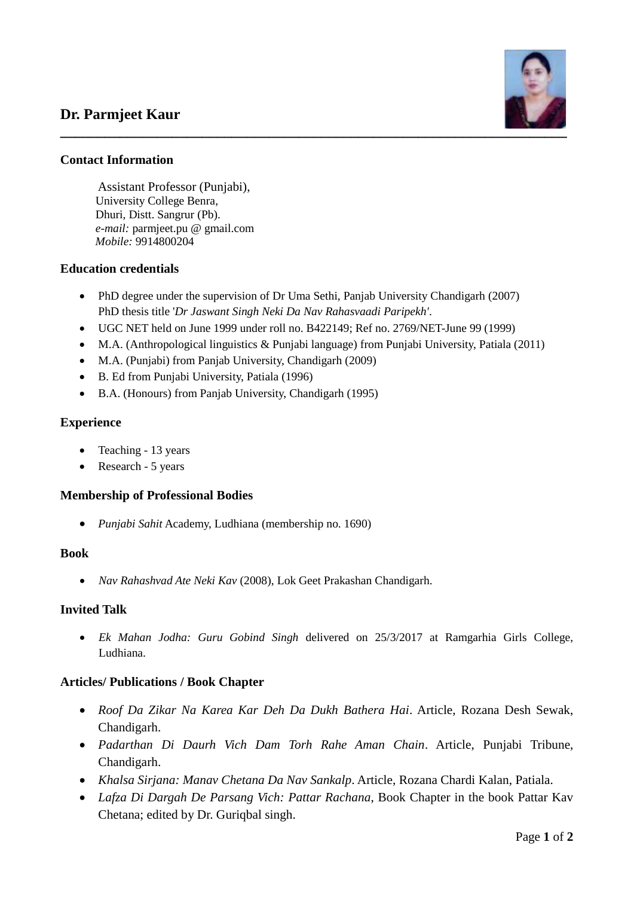# Dr. Parmjeet Kaur

---

## Contact Information

Assistant Professor (Punjabi),
University College Benra,
Dhuri, Distt. Sangrur (Pb).
*e-mail:* parmjeet.pu @ gmail.com
*Mobile:* 9914800204

## Education credentials

- PhD degree under the supervision of Dr Uma Sethi, Panjab University Chandigarh (2007)
  PhD thesis title '*Dr Jaswant Singh Neki Da Nav Rahasvaadi Paripekh*'.
- UGC NET held on June 1999 under roll no. B422149; Ref no. 2769/NET-June 99 (1999)
- M.A. (Anthropological linguistics & Punjabi language) from Punjabi University, Patiala (2011)
- M.A. (Punjabi) from Panjab University, Chandigarh (2009)
- B. Ed from Punjabi University, Patiala (1996)
- B.A. (Honours) from Panjab University, Chandigarh (1995)

## Experience

- Teaching - 13 years
- Research - 5 years

## Membership of Professional Bodies

- *Punjabi Sahit* Academy, Ludhiana (membership no. 1690)

## Book

- *Nav Rahashvad Ate Neki Kav* (2008), Lok Geet Prakashan Chandigarh.

## Invited Talk

- *Ek Mahan Jodha: Guru Gobind Singh* delivered on 25/3/2017 at Ramgarhia Girls College, Ludhiana.

## Articles/ Publications / Book Chapter

- *Roof Da Zikar Na Karea Kar Deh Da Dukh Bathera Hai*. Article, Rozana Desh Sewak, Chandigarh.
- *Padarthan Di Daurh Vich Dam Torh Rahe Aman Chain*. Article, Punjabi Tribune, Chandigarh.
- *Khalsa Sirjana: Manav Chetana Da Nav Sankalp*. Article, Rozana Chardi Kalan, Patiala.
- *Lafza Di Dargah De Parsang Vich: Pattar Rachana*, Book Chapter in the book Pattar Kav Chetana; edited by Dr. Guriqbal singh.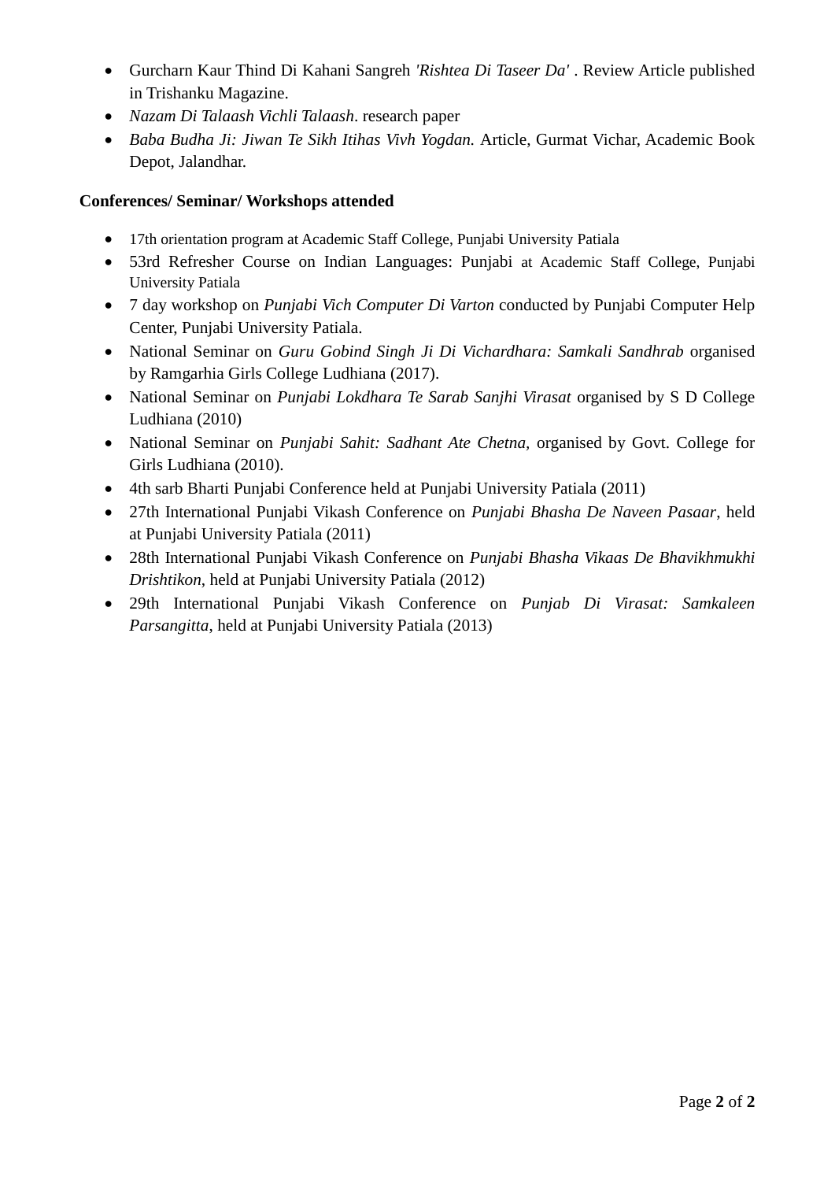- Gurcharn Kaur Thind Di Kahani Sangreh *'Rishtea Di Taseer Da'* . Review Article published in Trishanku Magazine.
- *Nazam Di Talaash Vichli Talaash*. research paper
- *Baba Budha Ji: Jiwan Te Sikh Itihas Vivh Yogdan.* Article, Gurmat Vichar, Academic Book Depot, Jalandhar.

**Conferences/ Seminar/ Workshops attended**

- 17th orientation program at Academic Staff College, Punjabi University Patiala
- 53rd Refresher Course on Indian Languages: Punjabi at Academic Staff College, Punjabi University Patiala
- 7 day workshop on *Punjabi Vich Computer Di Varton* conducted by Punjabi Computer Help Center, Punjabi University Patiala.
- National Seminar on *Guru Gobind Singh Ji Di Vichardhara: Samkali Sandhrab* organised by Ramgarhia Girls College Ludhiana (2017).
- National Seminar on *Punjabi Lokdhara Te Sarab Sanjhi Virasat* organised by S D College Ludhiana (2010)
- National Seminar on *Punjabi Sahit: Sadhant Ate Chetna*, organised by Govt. College for Girls Ludhiana (2010).
- 4th sarb Bharti Punjabi Conference held at Punjabi University Patiala (2011)
- 27th International Punjabi Vikash Conference on *Punjabi Bhasha De Naveen Pasaar*, held at Punjabi University Patiala (2011)
- 28th International Punjabi Vikash Conference on *Punjabi Bhasha Vikaas De Bhavikhmukhi Drishtikon*, held at Punjabi University Patiala (2012)
- 29th International Punjabi Vikash Conference on *Punjab Di Virasat: Samkaleen Parsangitta*, held at Punjabi University Patiala (2013)